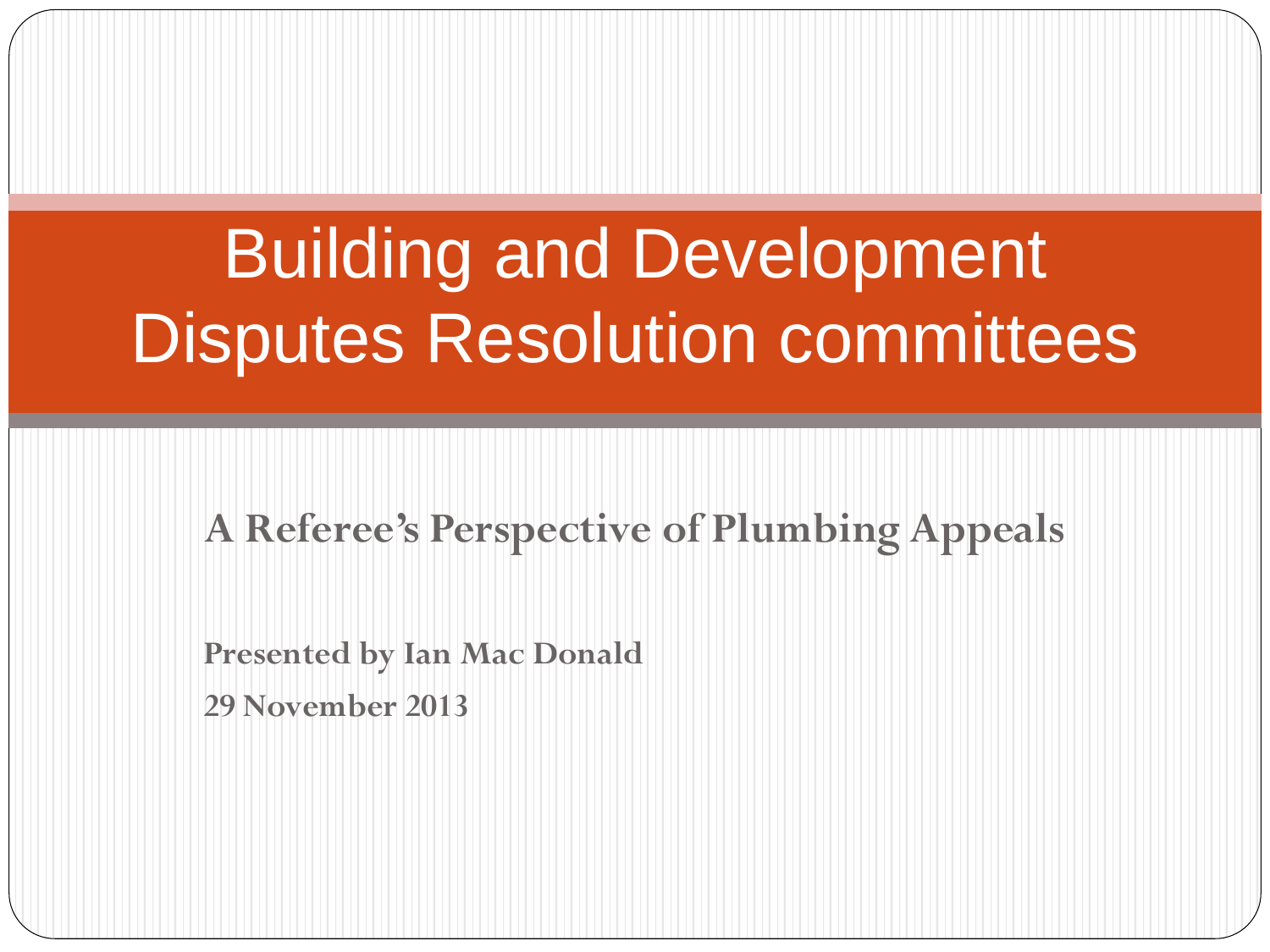# Building and Development Disputes Resolution committees

**A Referee's Perspective of Plumbing Appeals**

**Presented by Ian Mac Donald**

**29 November 2013**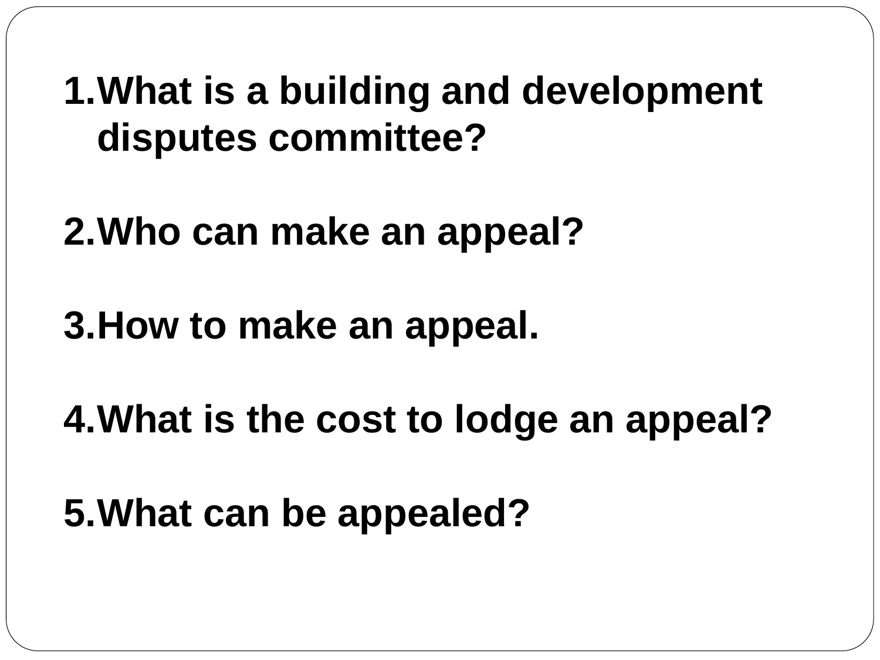1. **What is a building and development disputes committee?**

2. **Who can make an appeal?**

3. **How to make an appeal.**

4. **What is the cost to lodge an appeal?**

5. **What can be appealed?**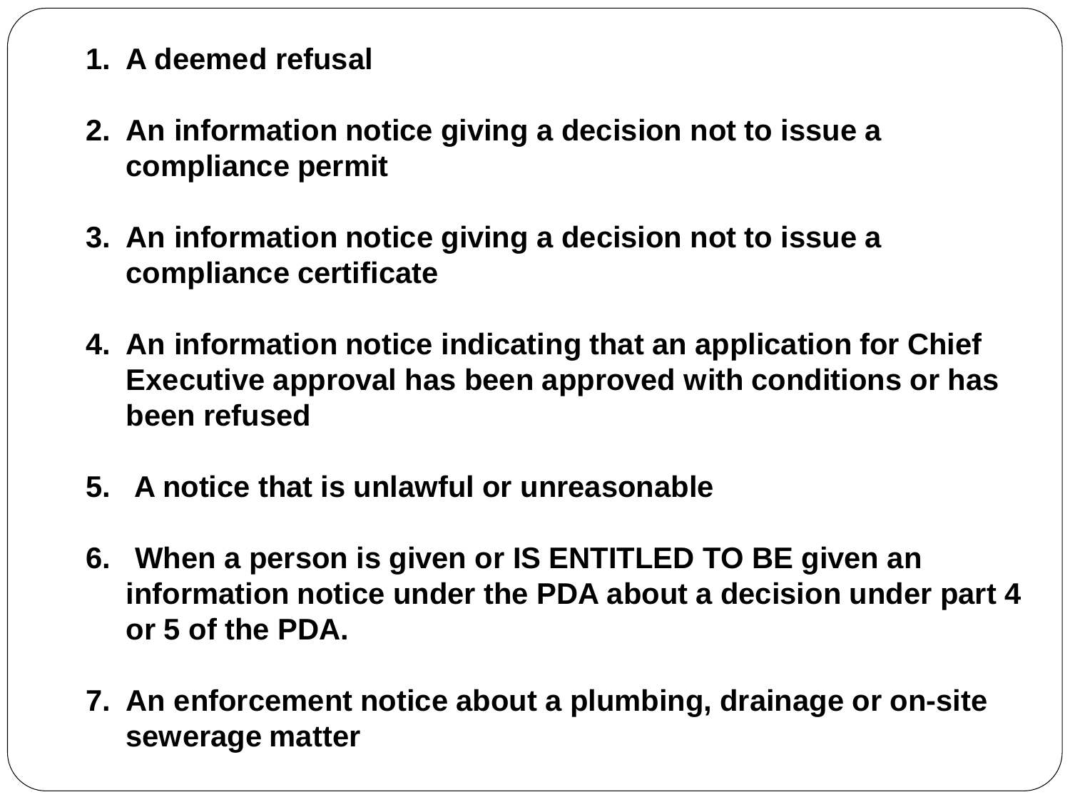1. **A deemed refusal**

2. **An information notice giving a decision not to issue a compliance permit**

3. **An information notice giving a decision not to issue a compliance certificate**

4. **An information notice indicating that an application for Chief Executive approval has been approved with conditions or has been refused**

5. **A notice that is unlawful or unreasonable**

6. **When a person is given or IS ENTITLED TO BE given an information notice under the PDA about a decision under part 4 or 5 of the PDA.**

7. **An enforcement notice about a plumbing, drainage or on-site sewerage matter**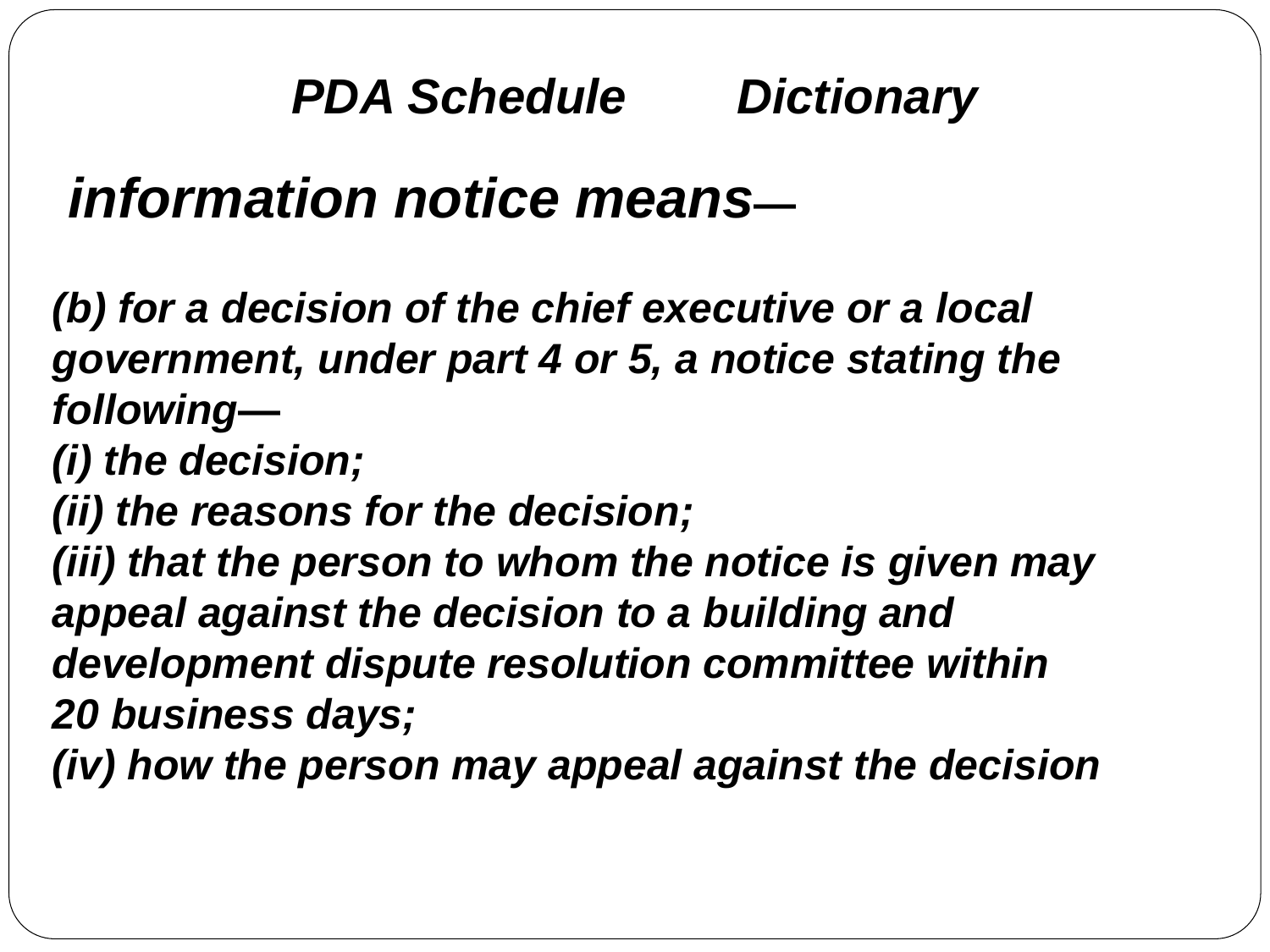## *PDA Schedule Dictionary*

### *information notice means—*

***(b) for a decision of the chief executive or a local government, under part 4 or 5, a notice stating the following—***

***(i) the decision;***

***(ii) the reasons for the decision;***

***(iii) that the person to whom the notice is given may appeal against the decision to a building and development dispute resolution committee within 20 business days;***

***(iv) how the person may appeal against the decision***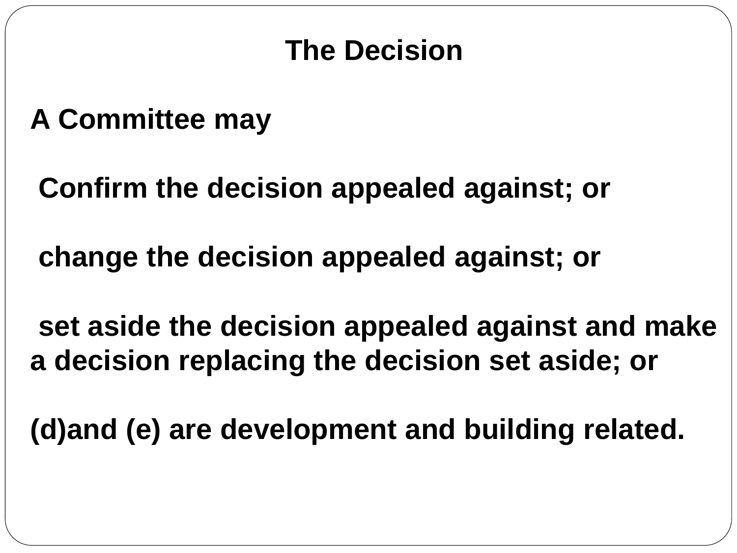# The Decision

A Committee may

Confirm the decision appealed against; or

change the decision appealed against; or

set aside the decision appealed against and make a decision replacing the decision set aside; or

(d)and (e) are development and building related.